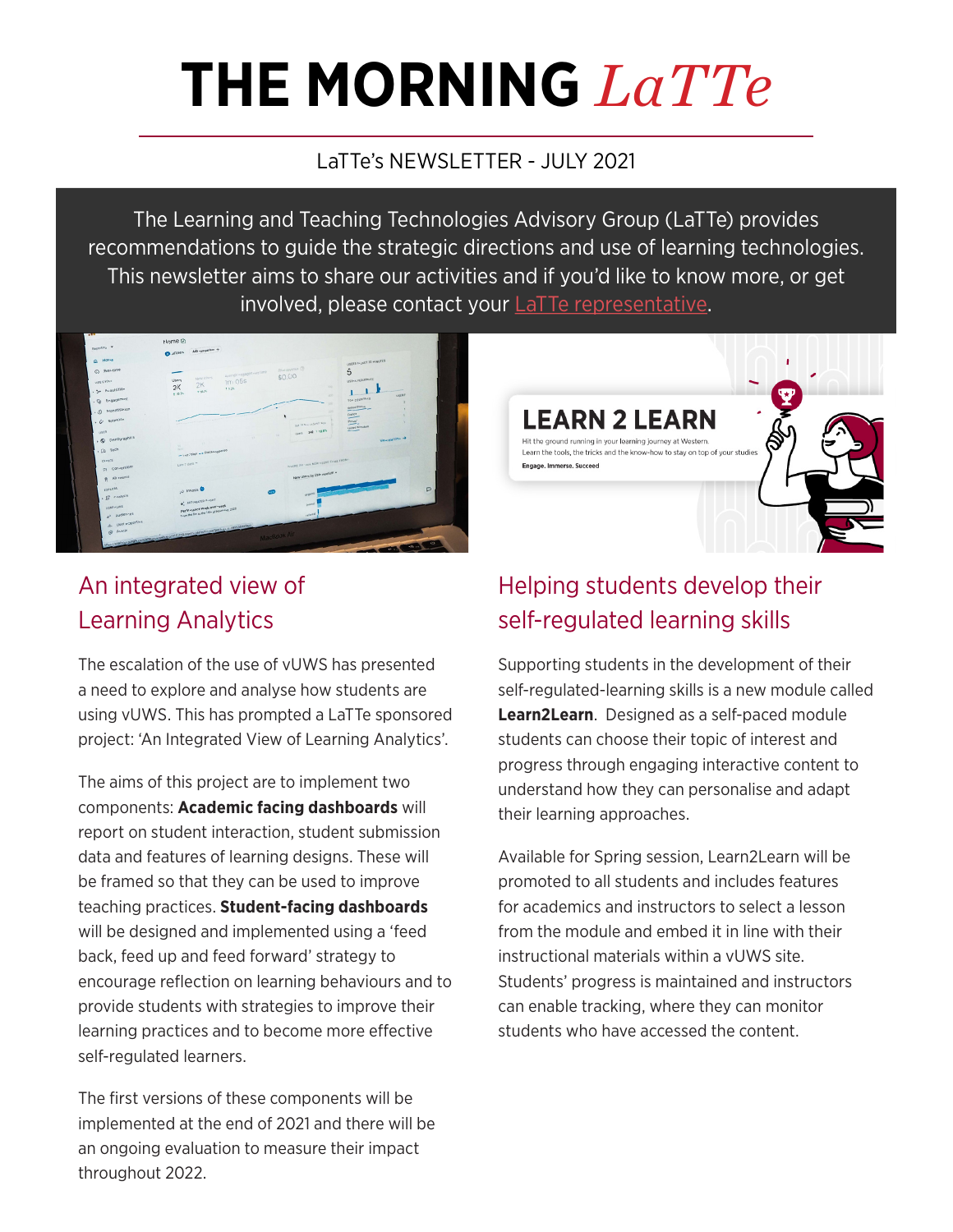# THE MORNING *LaTTe*

LaTTe's NEWSLETTER - JULY 2021

The Learning and Teaching Technologies Advisory Group (LaTTe) provides recommendations to guide the strategic directions and use of learning technologies. This newsletter aims to share our activities and if you'd like to know more, or get involved, please contact your LaTTe representative.

## An integrated view of Learning Analytics

The escalation of the use of vUWS has presented a need to explore and analyse how students are using vUWS. This has prompted a LaTTe sponsored project: 'An Integrated View of Learning Analytics'.

The aims of this project are to implement two components: **Academic facing dashboards** will report on student interaction, student submission data and features of learning designs. These will be framed so that they can be used to improve teaching practices. **Student-facing dashboards** will be designed and implemented using a 'feed back, feed up and feed forward' strategy to encourage reflection on learning behaviours and to provide students with strategies to improve their learning practices and to become more effective self-regulated learners.

The first versions of these components will be implemented at the end of 2021 and there will be an ongoing evaluation to measure their impact throughout 2022.

## Helping students develop their self-regulated learning skills

Supporting students in the development of their self-regulated-learning skills is a new module called **Learn2Learn**. Designed as a self-paced module students can choose their topic of interest and progress through engaging interactive content to understand how they can personalise and adapt their learning approaches.

Available for Spring session, Learn2Learn will be promoted to all students and includes features for academics and instructors to select a lesson from the module and embed it in line with their instructional materials within a vUWS site. Students' progress is maintained and instructors can enable tracking, where they can monitor students who have accessed the content.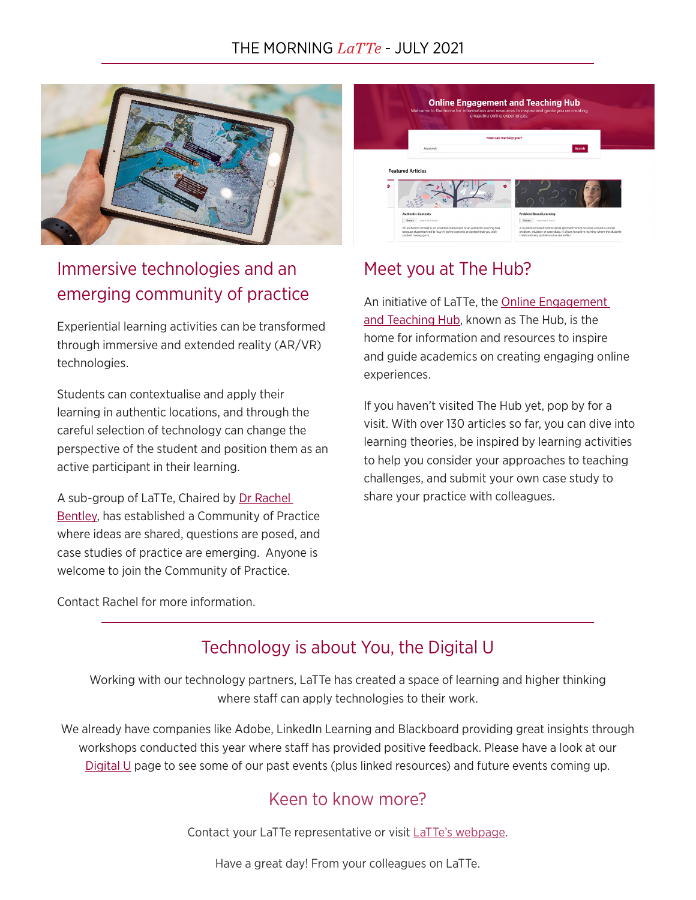# THE MORNING *LaTTe* - JULY 2021

## Immersive technologies and an emerging community of practice

Experiential learning activities can be transformed through immersive and extended reality (AR/VR) technologies.

Students can contextualise and apply their learning in authentic locations, and through the careful selection of technology can change the perspective of the student and position them as an active participant in their learning.

A sub-group of LaTTe, Chaired by Dr Rachel Bentley, has established a Community of Practice where ideas are shared, questions are posed, and case studies of practice are emerging. Anyone is welcome to join the Community of Practice.

Contact Rachel for more information.

## Meet you at The Hub?

An initiative of LaTTe, the Online Engagement and Teaching Hub, known as The Hub, is the home for information and resources to inspire and guide academics on creating engaging online experiences.

If you haven't visited The Hub yet, pop by for a visit. With over 130 articles so far, you can dive into learning theories, be inspired by learning activities to help you consider your approaches to teaching challenges, and submit your own case study to share your practice with colleagues.

## Technology is about You, the Digital U

Working with our technology partners, LaTTe has created a space of learning and higher thinking where staff can apply technologies to their work.

We already have companies like Adobe, LinkedIn Learning and Blackboard providing great insights through workshops conducted this year where staff has provided positive feedback. Please have a look at our Digital U page to see some of our past events (plus linked resources) and future events coming up.

## Keen to know more?

Contact your LaTTe representative or visit LaTTe's webpage.

Have a great day! From your colleagues on LaTTe.